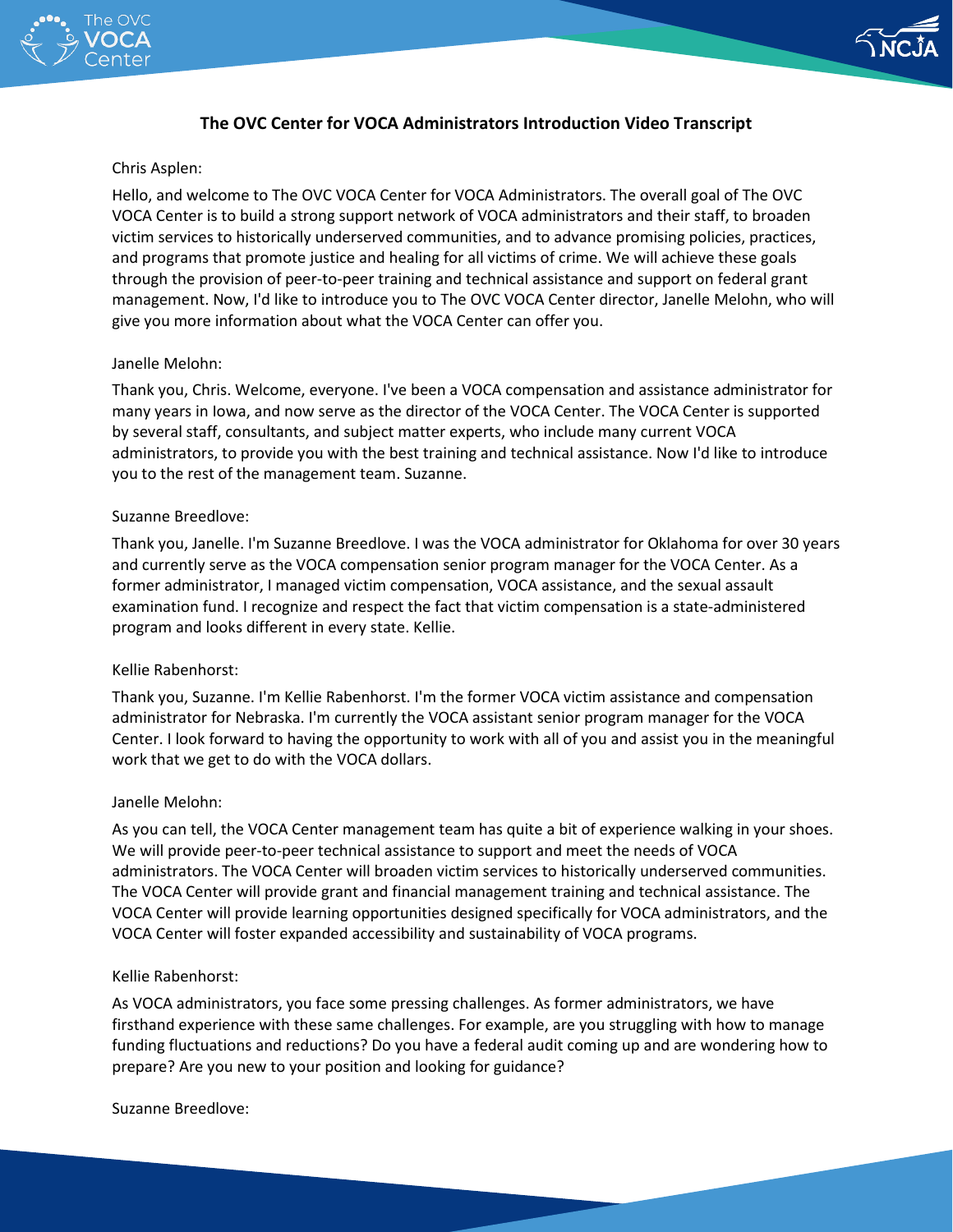# The OVC Center for VOCA Administrators Introduction Video Transcript

Chris Asplen:

Hello, and welcome to The OVC VOCA Center for VOCA Administrators. The overall goal of The OVC VOCA Center is to build a strong support network of VOCA administrators and their staff, to broaden victim services to historically underserved communities, and to advance promising policies, practices, and programs that promote justice and healing for all victims of crime. We will achieve these goals through the provision of peer-to-peer training and technical assistance and support on federal grant management. Now, I'd like to introduce you to The OVC VOCA Center director, Janelle Melohn, who will give you more information about what the VOCA Center can offer you.

Janelle Melohn:

Thank you, Chris. Welcome, everyone. I've been a VOCA compensation and assistance administrator for many years in Iowa, and now serve as the director of the VOCA Center. The VOCA Center is supported by several staff, consultants, and subject matter experts, who include many current VOCA administrators, to provide you with the best training and technical assistance. Now I'd like to introduce you to the rest of the management team. Suzanne.

Suzanne Breedlove:

Thank you, Janelle. I'm Suzanne Breedlove. I was the VOCA administrator for Oklahoma for over 30 years and currently serve as the VOCA compensation senior program manager for the VOCA Center. As a former administrator, I managed victim compensation, VOCA assistance, and the sexual assault examination fund. I recognize and respect the fact that victim compensation is a state-administered program and looks different in every state. Kellie.

Kellie Rabenhorst:

Thank you, Suzanne. I'm Kellie Rabenhorst. I'm the former VOCA victim assistance and compensation administrator for Nebraska. I'm currently the VOCA assistant senior program manager for the VOCA Center. I look forward to having the opportunity to work with all of you and assist you in the meaningful work that we get to do with the VOCA dollars.

Janelle Melohn:

As you can tell, the VOCA Center management team has quite a bit of experience walking in your shoes. We will provide peer-to-peer technical assistance to support and meet the needs of VOCA administrators. The VOCA Center will broaden victim services to historically underserved communities. The VOCA Center will provide grant and financial management training and technical assistance. The VOCA Center will provide learning opportunities designed specifically for VOCA administrators, and the VOCA Center will foster expanded accessibility and sustainability of VOCA programs.

Kellie Rabenhorst:

As VOCA administrators, you face some pressing challenges. As former administrators, we have firsthand experience with these same challenges. For example, are you struggling with how to manage funding fluctuations and reductions? Do you have a federal audit coming up and are wondering how to prepare? Are you new to your position and looking for guidance?

Suzanne Breedlove: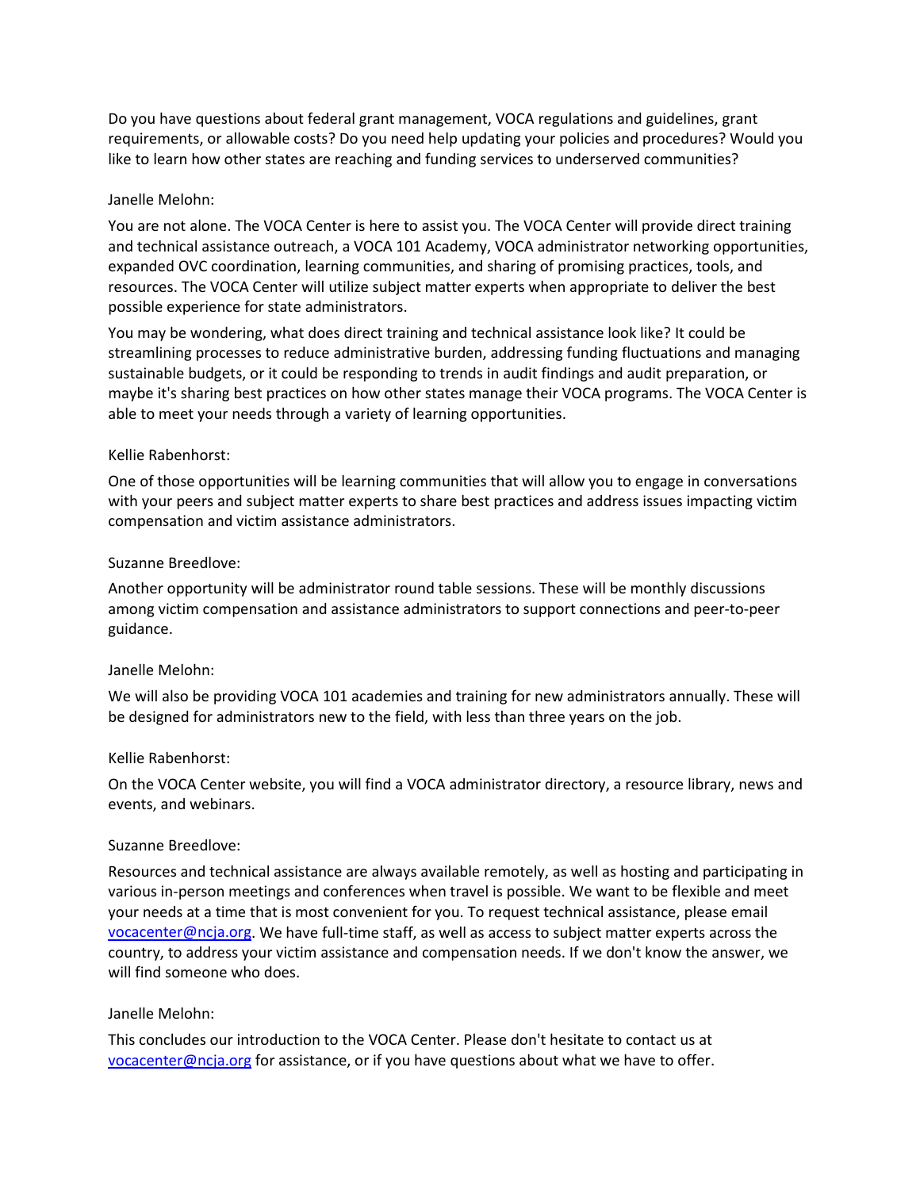Do you have questions about federal grant management, VOCA regulations and guidelines, grant requirements, or allowable costs? Do you need help updating your policies and procedures? Would you like to learn how other states are reaching and funding services to underserved communities?

Janelle Melohn:

You are not alone. The VOCA Center is here to assist you. The VOCA Center will provide direct training and technical assistance outreach, a VOCA 101 Academy, VOCA administrator networking opportunities, expanded OVC coordination, learning communities, and sharing of promising practices, tools, and resources. The VOCA Center will utilize subject matter experts when appropriate to deliver the best possible experience for state administrators.

You may be wondering, what does direct training and technical assistance look like? It could be streamlining processes to reduce administrative burden, addressing funding fluctuations and managing sustainable budgets, or it could be responding to trends in audit findings and audit preparation, or maybe it's sharing best practices on how other states manage their VOCA programs. The VOCA Center is able to meet your needs through a variety of learning opportunities.

Kellie Rabenhorst:

One of those opportunities will be learning communities that will allow you to engage in conversations with your peers and subject matter experts to share best practices and address issues impacting victim compensation and victim assistance administrators.

Suzanne Breedlove:

Another opportunity will be administrator round table sessions. These will be monthly discussions among victim compensation and assistance administrators to support connections and peer-to-peer guidance.

Janelle Melohn:

We will also be providing VOCA 101 academies and training for new administrators annually. These will be designed for administrators new to the field, with less than three years on the job.

Kellie Rabenhorst:

On the VOCA Center website, you will find a VOCA administrator directory, a resource library, news and events, and webinars.

Suzanne Breedlove:

Resources and technical assistance are always available remotely, as well as hosting and participating in various in-person meetings and conferences when travel is possible. We want to be flexible and meet your needs at a time that is most convenient for you. To request technical assistance, please email vocacenter@ncja.org. We have full-time staff, as well as access to subject matter experts across the country, to address your victim assistance and compensation needs. If we don't know the answer, we will find someone who does.

Janelle Melohn:

This concludes our introduction to the VOCA Center. Please don't hesitate to contact us at vocacenter@ncja.org for assistance, or if you have questions about what we have to offer.